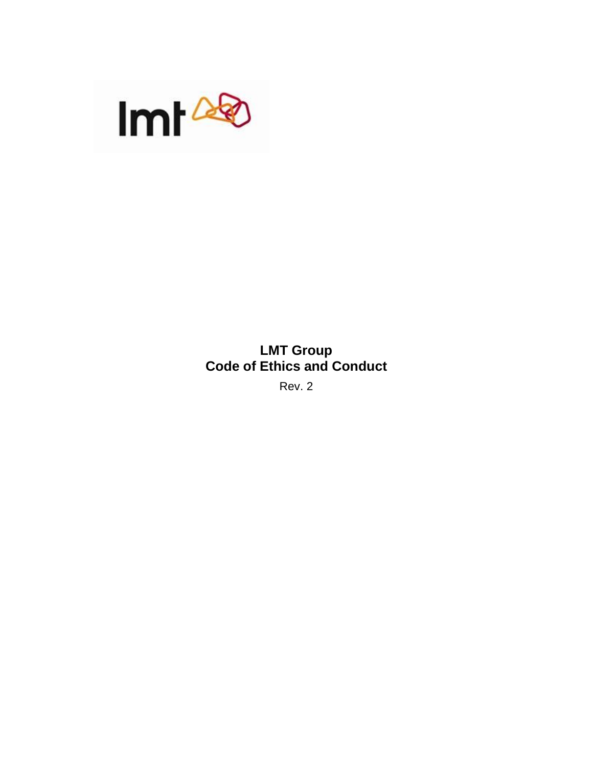# LMT Group
# Code of Ethics and Conduct

Rev. 2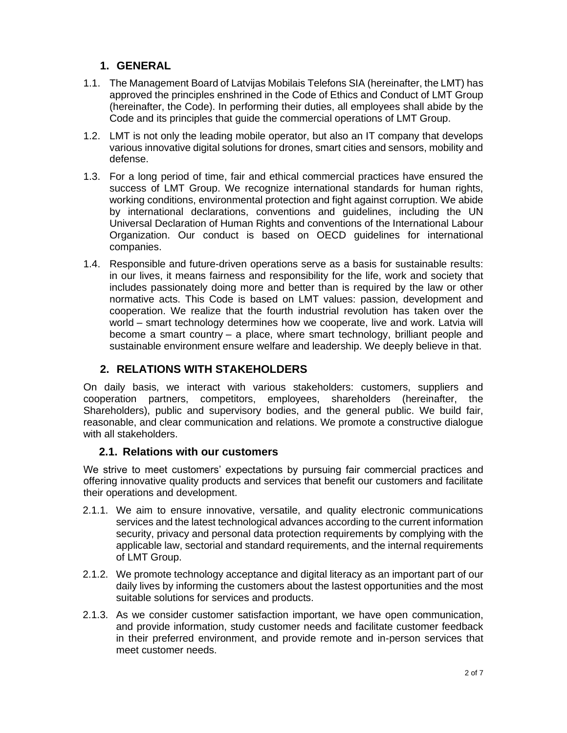## 1. GENERAL

1.1. The Management Board of Latvijas Mobilais Telefons SIA (hereinafter, the LMT) has approved the principles enshrined in the Code of Ethics and Conduct of LMT Group (hereinafter, the Code). In performing their duties, all employees shall abide by the Code and its principles that guide the commercial operations of LMT Group.

1.2. LMT is not only the leading mobile operator, but also an IT company that develops various innovative digital solutions for drones, smart cities and sensors, mobility and defense.

1.3. For a long period of time, fair and ethical commercial practices have ensured the success of LMT Group. We recognize international standards for human rights, working conditions, environmental protection and fight against corruption. We abide by international declarations, conventions and guidelines, including the UN Universal Declaration of Human Rights and conventions of the International Labour Organization. Our conduct is based on OECD guidelines for international companies.

1.4. Responsible and future-driven operations serve as a basis for sustainable results: in our lives, it means fairness and responsibility for the life, work and society that includes passionately doing more and better than is required by the law or other normative acts. This Code is based on LMT values: passion, development and cooperation. We realize that the fourth industrial revolution has taken over the world – smart technology determines how we cooperate, live and work. Latvia will become a smart country – a place, where smart technology, brilliant people and sustainable environment ensure welfare and leadership. We deeply believe in that.

## 2. RELATIONS WITH STAKEHOLDERS

On daily basis, we interact with various stakeholders: customers, suppliers and cooperation partners, competitors, employees, shareholders (hereinafter, the Shareholders), public and supervisory bodies, and the general public. We build fair, reasonable, and clear communication and relations. We promote a constructive dialogue with all stakeholders.

### 2.1. Relations with our customers

We strive to meet customers' expectations by pursuing fair commercial practices and offering innovative quality products and services that benefit our customers and facilitate their operations and development.

2.1.1. We aim to ensure innovative, versatile, and quality electronic communications services and the latest technological advances according to the current information security, privacy and personal data protection requirements by complying with the applicable law, sectorial and standard requirements, and the internal requirements of LMT Group.

2.1.2. We promote technology acceptance and digital literacy as an important part of our daily lives by informing the customers about the lastest opportunities and the most suitable solutions for services and products.

2.1.3. As we consider customer satisfaction important, we have open communication, and provide information, study customer needs and facilitate customer feedback in their preferred environment, and provide remote and in-person services that meet customer needs.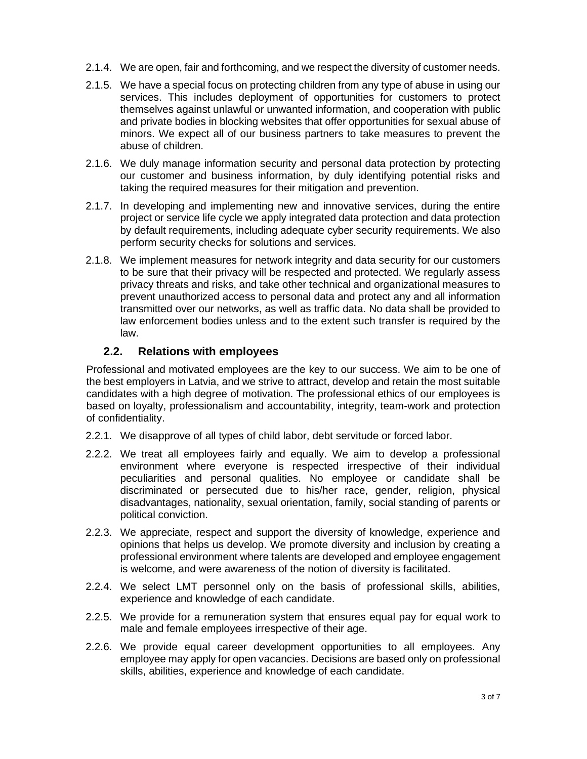2.1.4. We are open, fair and forthcoming, and we respect the diversity of customer needs.

2.1.5. We have a special focus on protecting children from any type of abuse in using our services. This includes deployment of opportunities for customers to protect themselves against unlawful or unwanted information, and cooperation with public and private bodies in blocking websites that offer opportunities for sexual abuse of minors. We expect all of our business partners to take measures to prevent the abuse of children.

2.1.6. We duly manage information security and personal data protection by protecting our customer and business information, by duly identifying potential risks and taking the required measures for their mitigation and prevention.

2.1.7. In developing and implementing new and innovative services, during the entire project or service life cycle we apply integrated data protection and data protection by default requirements, including adequate cyber security requirements. We also perform security checks for solutions and services.

2.1.8. We implement measures for network integrity and data security for our customers to be sure that their privacy will be respected and protected. We regularly assess privacy threats and risks, and take other technical and organizational measures to prevent unauthorized access to personal data and protect any and all information transmitted over our networks, as well as traffic data. No data shall be provided to law enforcement bodies unless and to the extent such transfer is required by the law.

### 2.2. Relations with employees

Professional and motivated employees are the key to our success. We aim to be one of the best employers in Latvia, and we strive to attract, develop and retain the most suitable candidates with a high degree of motivation. The professional ethics of our employees is based on loyalty, professionalism and accountability, integrity, team-work and protection of confidentiality.

2.2.1. We disapprove of all types of child labor, debt servitude or forced labor.

2.2.2. We treat all employees fairly and equally. We aim to develop a professional environment where everyone is respected irrespective of their individual peculiarities and personal qualities. No employee or candidate shall be discriminated or persecuted due to his/her race, gender, religion, physical disadvantages, nationality, sexual orientation, family, social standing of parents or political conviction.

2.2.3. We appreciate, respect and support the diversity of knowledge, experience and opinions that helps us develop. We promote diversity and inclusion by creating a professional environment where talents are developed and employee engagement is welcome, and were awareness of the notion of diversity is facilitated.

2.2.4. We select LMT personnel only on the basis of professional skills, abilities, experience and knowledge of each candidate.

2.2.5. We provide for a remuneration system that ensures equal pay for equal work to male and female employees irrespective of their age.

2.2.6. We provide equal career development opportunities to all employees. Any employee may apply for open vacancies. Decisions are based only on professional skills, abilities, experience and knowledge of each candidate.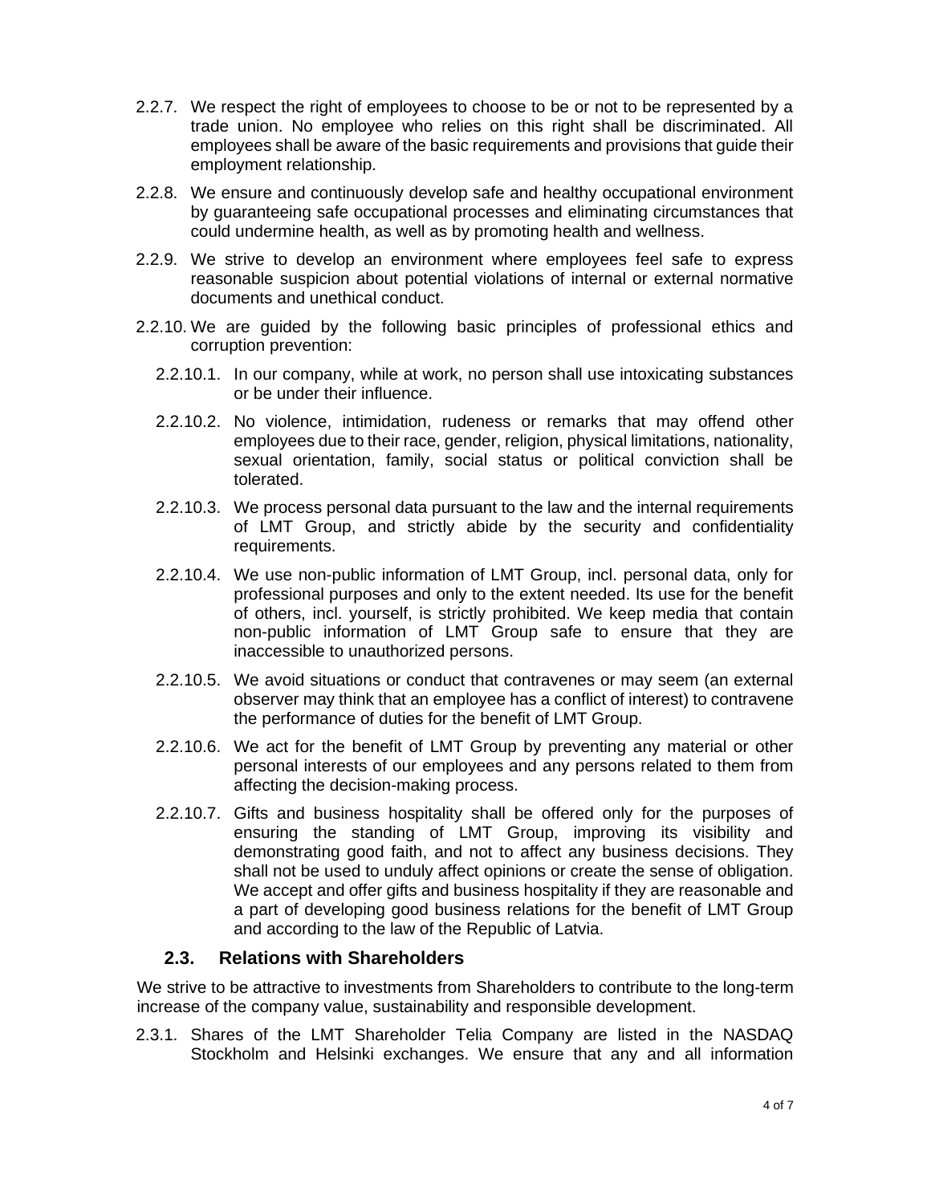2.2.7. We respect the right of employees to choose to be or not to be represented by a trade union. No employee who relies on this right shall be discriminated. All employees shall be aware of the basic requirements and provisions that guide their employment relationship.

2.2.8. We ensure and continuously develop safe and healthy occupational environment by guaranteeing safe occupational processes and eliminating circumstances that could undermine health, as well as by promoting health and wellness.

2.2.9. We strive to develop an environment where employees feel safe to express reasonable suspicion about potential violations of internal or external normative documents and unethical conduct.

2.2.10. We are guided by the following basic principles of professional ethics and corruption prevention:

2.2.10.1. In our company, while at work, no person shall use intoxicating substances or be under their influence.

2.2.10.2. No violence, intimidation, rudeness or remarks that may offend other employees due to their race, gender, religion, physical limitations, nationality, sexual orientation, family, social status or political conviction shall be tolerated.

2.2.10.3. We process personal data pursuant to the law and the internal requirements of LMT Group, and strictly abide by the security and confidentiality requirements.

2.2.10.4. We use non-public information of LMT Group, incl. personal data, only for professional purposes and only to the extent needed. Its use for the benefit of others, incl. yourself, is strictly prohibited. We keep media that contain non-public information of LMT Group safe to ensure that they are inaccessible to unauthorized persons.

2.2.10.5. We avoid situations or conduct that contravenes or may seem (an external observer may think that an employee has a conflict of interest) to contravene the performance of duties for the benefit of LMT Group.

2.2.10.6. We act for the benefit of LMT Group by preventing any material or other personal interests of our employees and any persons related to them from affecting the decision-making process.

2.2.10.7. Gifts and business hospitality shall be offered only for the purposes of ensuring the standing of LMT Group, improving its visibility and demonstrating good faith, and not to affect any business decisions. They shall not be used to unduly affect opinions or create the sense of obligation. We accept and offer gifts and business hospitality if they are reasonable and a part of developing good business relations for the benefit of LMT Group and according to the law of the Republic of Latvia.

## 2.3. Relations with Shareholders

We strive to be attractive to investments from Shareholders to contribute to the long-term increase of the company value, sustainability and responsible development.

2.3.1. Shares of the LMT Shareholder Telia Company are listed in the NASDAQ Stockholm and Helsinki exchanges. We ensure that any and all information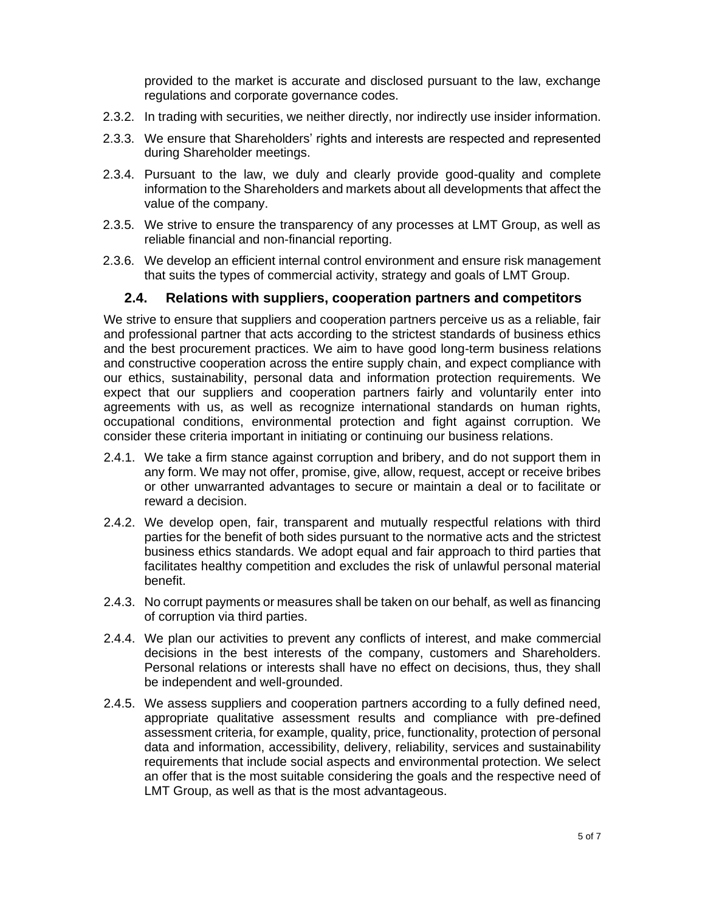provided to the market is accurate and disclosed pursuant to the law, exchange regulations and corporate governance codes.

2.3.2. In trading with securities, we neither directly, nor indirectly use insider information.

2.3.3. We ensure that Shareholders' rights and interests are respected and represented during Shareholder meetings.

2.3.4. Pursuant to the law, we duly and clearly provide good-quality and complete information to the Shareholders and markets about all developments that affect the value of the company.

2.3.5. We strive to ensure the transparency of any processes at LMT Group, as well as reliable financial and non-financial reporting.

2.3.6. We develop an efficient internal control environment and ensure risk management that suits the types of commercial activity, strategy and goals of LMT Group.

## 2.4. Relations with suppliers, cooperation partners and competitors

We strive to ensure that suppliers and cooperation partners perceive us as a reliable, fair and professional partner that acts according to the strictest standards of business ethics and the best procurement practices. We aim to have good long-term business relations and constructive cooperation across the entire supply chain, and expect compliance with our ethics, sustainability, personal data and information protection requirements. We expect that our suppliers and cooperation partners fairly and voluntarily enter into agreements with us, as well as recognize international standards on human rights, occupational conditions, environmental protection and fight against corruption. We consider these criteria important in initiating or continuing our business relations.

2.4.1. We take a firm stance against corruption and bribery, and do not support them in any form. We may not offer, promise, give, allow, request, accept or receive bribes or other unwarranted advantages to secure or maintain a deal or to facilitate or reward a decision.

2.4.2. We develop open, fair, transparent and mutually respectful relations with third parties for the benefit of both sides pursuant to the normative acts and the strictest business ethics standards. We adopt equal and fair approach to third parties that facilitates healthy competition and excludes the risk of unlawful personal material benefit.

2.4.3. No corrupt payments or measures shall be taken on our behalf, as well as financing of corruption via third parties.

2.4.4. We plan our activities to prevent any conflicts of interest, and make commercial decisions in the best interests of the company, customers and Shareholders. Personal relations or interests shall have no effect on decisions, thus, they shall be independent and well-grounded.

2.4.5. We assess suppliers and cooperation partners according to a fully defined need, appropriate qualitative assessment results and compliance with pre-defined assessment criteria, for example, quality, price, functionality, protection of personal data and information, accessibility, delivery, reliability, services and sustainability requirements that include social aspects and environmental protection. We select an offer that is the most suitable considering the goals and the respective need of LMT Group, as well as that is the most advantageous.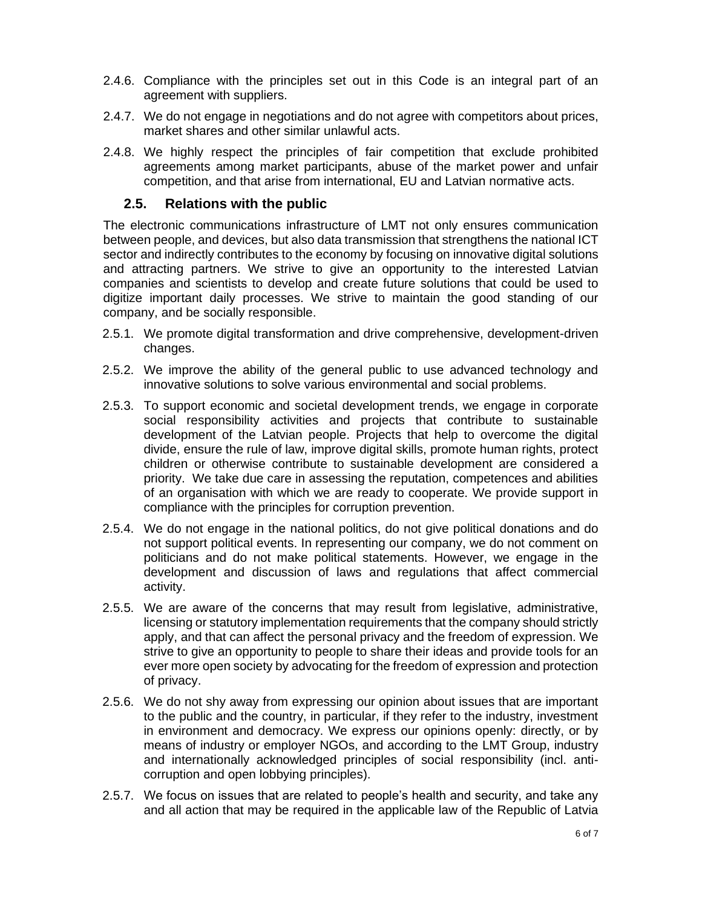2.4.6. Compliance with the principles set out in this Code is an integral part of an agreement with suppliers.

2.4.7. We do not engage in negotiations and do not agree with competitors about prices, market shares and other similar unlawful acts.

2.4.8. We highly respect the principles of fair competition that exclude prohibited agreements among market participants, abuse of the market power and unfair competition, and that arise from international, EU and Latvian normative acts.

## 2.5. Relations with the public

The electronic communications infrastructure of LMT not only ensures communication between people, and devices, but also data transmission that strengthens the national ICT sector and indirectly contributes to the economy by focusing on innovative digital solutions and attracting partners. We strive to give an opportunity to the interested Latvian companies and scientists to develop and create future solutions that could be used to digitize important daily processes. We strive to maintain the good standing of our company, and be socially responsible.

2.5.1. We promote digital transformation and drive comprehensive, development-driven changes.

2.5.2. We improve the ability of the general public to use advanced technology and innovative solutions to solve various environmental and social problems.

2.5.3. To support economic and societal development trends, we engage in corporate social responsibility activities and projects that contribute to sustainable development of the Latvian people. Projects that help to overcome the digital divide, ensure the rule of law, improve digital skills, promote human rights, protect children or otherwise contribute to sustainable development are considered a priority. We take due care in assessing the reputation, competences and abilities of an organisation with which we are ready to cooperate. We provide support in compliance with the principles for corruption prevention.

2.5.4. We do not engage in the national politics, do not give political donations and do not support political events. In representing our company, we do not comment on politicians and do not make political statements. However, we engage in the development and discussion of laws and regulations that affect commercial activity.

2.5.5. We are aware of the concerns that may result from legislative, administrative, licensing or statutory implementation requirements that the company should strictly apply, and that can affect the personal privacy and the freedom of expression. We strive to give an opportunity to people to share their ideas and provide tools for an ever more open society by advocating for the freedom of expression and protection of privacy.

2.5.6. We do not shy away from expressing our opinion about issues that are important to the public and the country, in particular, if they refer to the industry, investment in environment and democracy. We express our opinions openly: directly, or by means of industry or employer NGOs, and according to the LMT Group, industry and internationally acknowledged principles of social responsibility (incl. anti-corruption and open lobbying principles).

2.5.7. We focus on issues that are related to people's health and security, and take any and all action that may be required in the applicable law of the Republic of Latvia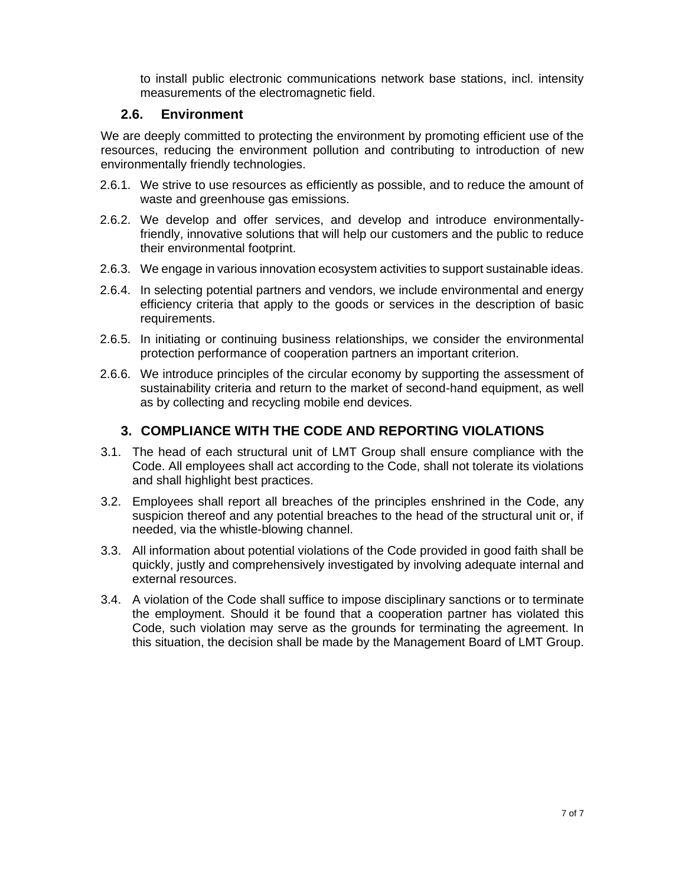to install public electronic communications network base stations, incl. intensity measurements of the electromagnetic field.

### 2.6. Environment

We are deeply committed to protecting the environment by promoting efficient use of the resources, reducing the environment pollution and contributing to introduction of new environmentally friendly technologies.

2.6.1. We strive to use resources as efficiently as possible, and to reduce the amount of waste and greenhouse gas emissions.

2.6.2. We develop and offer services, and develop and introduce environmentally-friendly, innovative solutions that will help our customers and the public to reduce their environmental footprint.

2.6.3. We engage in various innovation ecosystem activities to support sustainable ideas.

2.6.4. In selecting potential partners and vendors, we include environmental and energy efficiency criteria that apply to the goods or services in the description of basic requirements.

2.6.5. In initiating or continuing business relationships, we consider the environmental protection performance of cooperation partners an important criterion.

2.6.6. We introduce principles of the circular economy by supporting the assessment of sustainability criteria and return to the market of second-hand equipment, as well as by collecting and recycling mobile end devices.

## 3. COMPLIANCE WITH THE CODE AND REPORTING VIOLATIONS

3.1. The head of each structural unit of LMT Group shall ensure compliance with the Code. All employees shall act according to the Code, shall not tolerate its violations and shall highlight best practices.

3.2. Employees shall report all breaches of the principles enshrined in the Code, any suspicion thereof and any potential breaches to the head of the structural unit or, if needed, via the whistle-blowing channel.

3.3. All information about potential violations of the Code provided in good faith shall be quickly, justly and comprehensively investigated by involving adequate internal and external resources.

3.4. A violation of the Code shall suffice to impose disciplinary sanctions or to terminate the employment. Should it be found that a cooperation partner has violated this Code, such violation may serve as the grounds for terminating the agreement. In this situation, the decision shall be made by the Management Board of LMT Group.